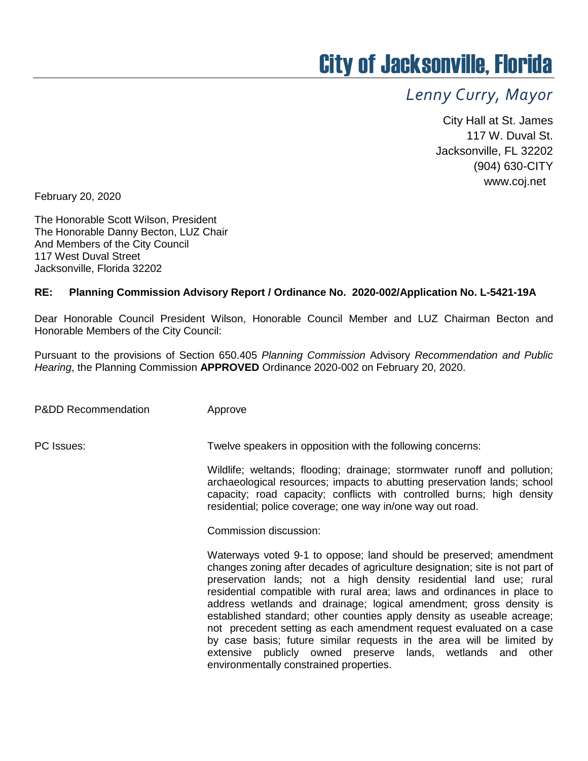# City of Jacksonville, Florida

*Lenny Curry, Mayor*

City Hall at St. James
117 W. Duval St.
Jacksonville, FL 32202
(904) 630-CITY
www.coj.net

February 20, 2020

The Honorable Scott Wilson, President
The Honorable Danny Becton, LUZ Chair
And Members of the City Council
117 West Duval Street
Jacksonville, Florida 32202

**RE: Planning Commission Advisory Report / Ordinance No. 2020-002/Application No. L-5421-19A**

Dear Honorable Council President Wilson, Honorable Council Member and LUZ Chairman Becton and Honorable Members of the City Council:

Pursuant to the provisions of Section 650.405 *Planning Commission* Advisory *Recommendation and Public Hearing*, the Planning Commission **APPROVED** Ordinance 2020-002 on February 20, 2020.

P&DD Recommendation: Approve

PC Issues: Twelve speakers in opposition with the following concerns:

Wildlife; weltands; flooding; drainage; stormwater runoff and pollution; archaeological resources; impacts to abutting preservation lands; school capacity; road capacity; conflicts with controlled burns; high density residential; police coverage; one way in/one way out road.

Commission discussion:

Waterways voted 9-1 to oppose; land should be preserved; amendment changes zoning after decades of agriculture designation; site is not part of preservation lands; not a high density residential land use; rural residential compatible with rural area; laws and ordinances in place to address wetlands and drainage; logical amendment; gross density is established standard; other counties apply density as useable acreage; not precedent setting as each amendment request evaluated on a case by case basis; future similar requests in the area will be limited by extensive publicly owned preserve lands, wetlands and other environmentally constrained properties.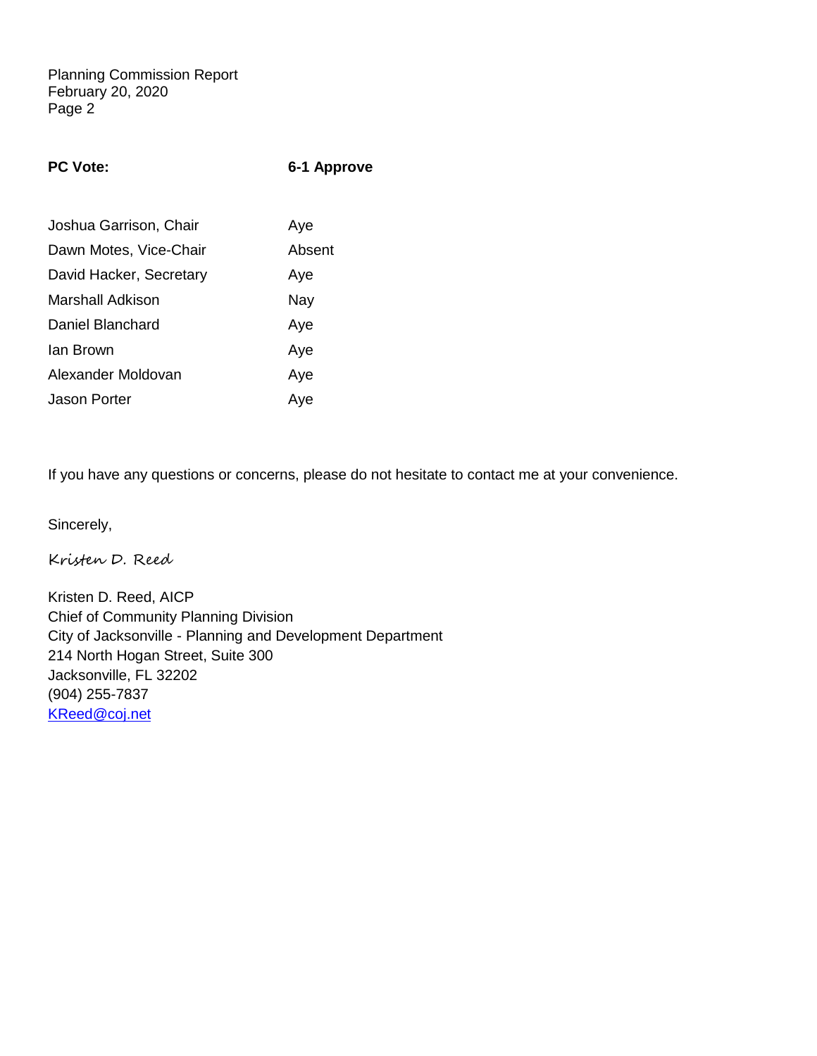**PC Vote:** **6-1 Approve**

| | |
|---|---|
| Joshua Garrison, Chair | Aye |
| Dawn Motes, Vice-Chair | Absent |
| David Hacker, Secretary | Aye |
| Marshall Adkison | Nay |
| Daniel Blanchard | Aye |
| Ian Brown | Aye |
| Alexander Moldovan | Aye |
| Jason Porter | Aye |

If you have any questions or concerns, please do not hesitate to contact me at your convenience.

Sincerely,

*Kristen D. Reed*

Kristen D. Reed, AICP
Chief of Community Planning Division
City of Jacksonville - Planning and Development Department
214 North Hogan Street, Suite 300
Jacksonville, FL 32202
(904) 255-7837
KReed@coj.net